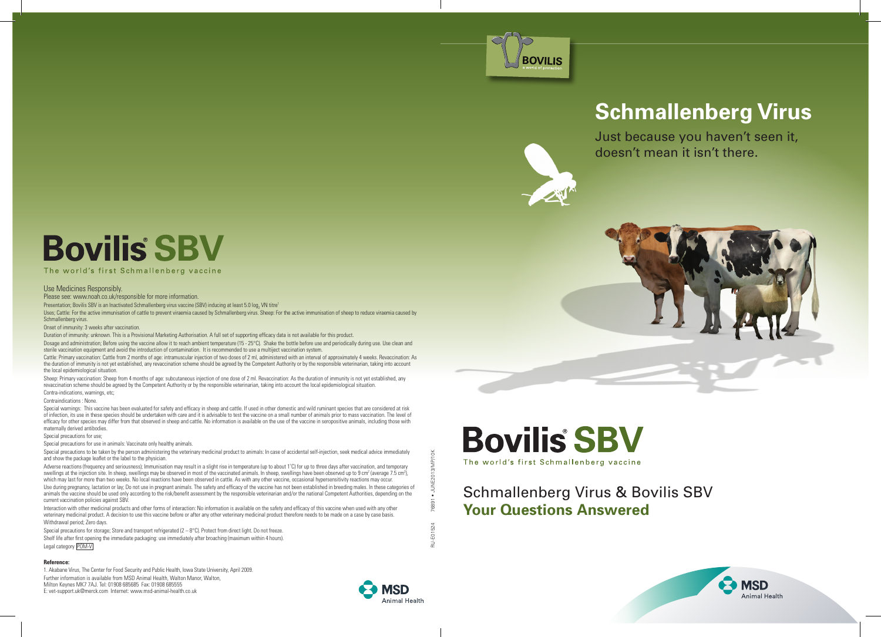# Bovilis® SBV

The world's first Schmallenberg vaccine

Use Medicines Responsibly.

Please see: www.noah.co.uk/responsible for more information.

Presentation; Bovilis SBV is an Inactivated Schmallenberg virus vaccine (SBV) inducing at least 5.0 $log_2$ VN titre[1]

Uses; Cattle: For the active immunisation of cattle to prevent viraemia caused by Schmallenberg virus. Sheep: For the active immunisation of sheep to reduce viraemia caused by Schmallenberg virus.

Onset of immunity: 3 weeks after vaccination.

Duration of immunity: unknown. This is a Provisional Marketing Authorisation. A full set of supporting efficacy data is not available for this product.

Dosage and administration; Before using the vaccine allow it to reach ambient temperature (15 - 25°C). Shake the bottle before use and periodically during use. Use clean and sterile vaccination equipment and avoid the introduction of contamination. It is recommended to use a multiject vaccination system.

Cattle: Primary vaccination: Cattle from 2 months of age: intramuscular injection of two doses of 2 ml, administered with an interval of approximately 4 weeks. Revaccination: As the duration of immunity is not yet established, any revaccination scheme should be agreed by the Competent Authority or by the responsible veterinarian, taking into account the local epidemiological situation.

Sheep: Primary vaccination: Sheep from 4 months of age: subcutaneous injection of one dose of 2 ml. Revaccination: As the duration of immunity is not yet established, any revaccination scheme should be agreed by the Competent Authority or by the responsible veterinarian, taking into account the local epidemiological situation.

Contra-indications, warnings, etc;

Contraindications : None.

Special warnings: This vaccine has been evaluated for safety and efficacy in sheep and cattle. If used in other domestic and wild ruminant species that are considered at risk of infection, its use in these species should be undertaken with care and it is advisable to test the vaccine on a small number of animals prior to mass vaccination. The level of efficacy for other species may differ from that observed in sheep and cattle. No information is available on the use of the vaccine in seropositive animals, including those with maternally derived antibodies.

Special precautions for use;

Special precautions for use in animals: Vaccinate only healthy animals.

Special precautions to be taken by the person administering the veterinary medicinal product to animals: In case of accidental self-injection, seek medical advice immediately and show the package leaflet or the label to the physician.

Adverse reactions (frequency and seriousness); Immunisation may result in a slight rise in temperature (up to about 1°C) for up to three days after vaccination, and temporary swellings at the injection site. In sheep, swellings may be observed in most of the vaccinated animals. In sheep, swellings have been observed up to 9 $cm^2$ (average 7.5 $cm^2$), which may last for more than two weeks. No local reactions have been observed in cattle. As with any other vaccine, occasional hypersensitivity reactions may occur.

Use during pregnancy, lactation or lay; Do not use in pregnant animals. The safety and efficacy of the vaccine has not been established in breeding males. In these categories of animals the vaccine should be used only according to the risk/benefit assessment by the responsible veterinarian and/or the national Competent Authorities, depending on the current vaccination policies against SBV.

Interaction with other medicinal products and other forms of interaction: No information is available on the safety and efficacy of this vaccine when used with any other veterinary medicinal product. A decision to use this vaccine before or after any other veterinary medicinal product therefore needs to be made on a case by case basis.

Withdrawal period; Zero days.

Special precautions for storage; Store and transport refrigerated (2 – 8°C). Protect from direct light. Do not freeze.

Shelf life after first opening the immediate packaging: use immediately after broaching (maximum within 4 hours).

Legal category POM-V

**Reference:**

1. Akabane Virus, The Center for Food Security and Public Health, Iowa State University, April 2009.

Further information is available from MSD Animal Health, Walton Manor, Walton, Milton Keynes MK7 7AJ. Tel: 01908 685685 Fax: 01908 685555

E: vet-support.uk@merck.com Internet: www.msd-animal-health.co.uk

MSD Animal Health

RU-E01524 76891 • JUNE2013/MP/10K

BOVILIS a world of protection

# Schmallenberg Virus

Just because you haven't seen it, doesn't mean it isn't there.

# Bovilis® SBV

The world's first Schmallenberg vaccine

## Schmallenberg Virus & Bovilis SBV **Your Questions Answered**

MSD Animal Health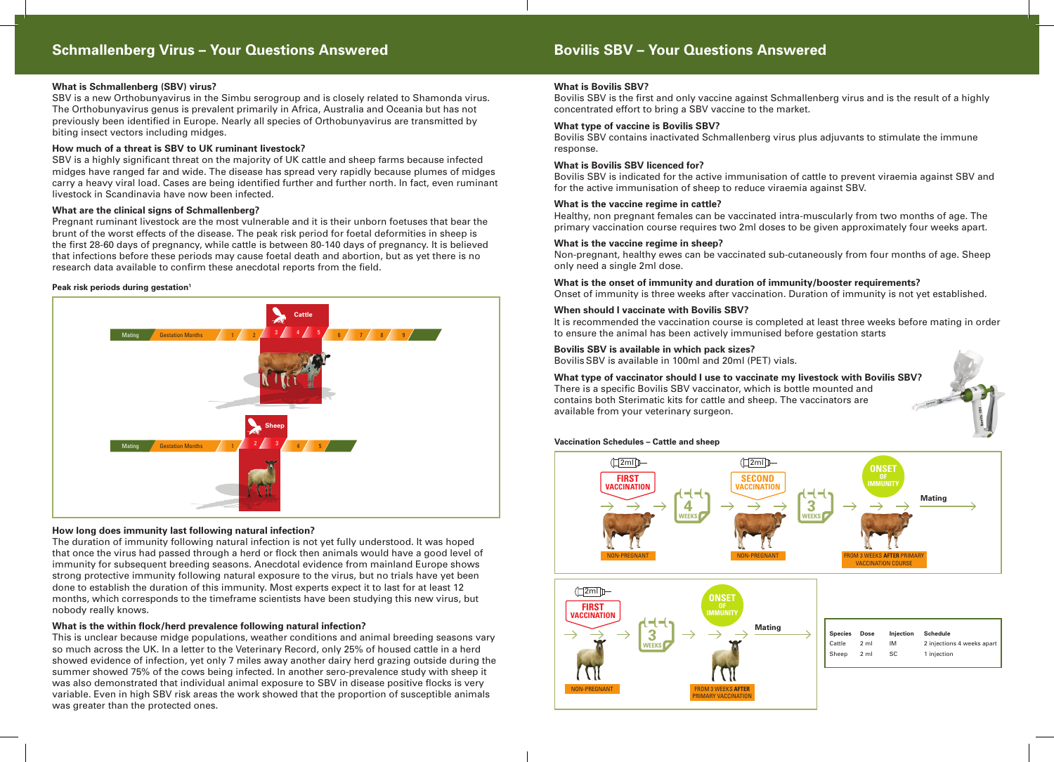## Schmallenberg Virus – Your Questions Answered

**What is Schmallenberg (SBV) virus?**
SBV is a new Orthobunyavirus in the Simbu serogroup and is closely related to Shamonda virus. The Orthobunyavirus genus is prevalent primarily in Africa, Australia and Oceania but has not previously been identified in Europe. Nearly all species of Orthobunyavirus are transmitted by biting insect vectors including midges.

**How much of a threat is SBV to UK ruminant livestock?**
SBV is a highly significant threat on the majority of UK cattle and sheep farms because infected midges have ranged far and wide. The disease has spread very rapidly because plumes of midges carry a heavy viral load. Cases are being identified further and further north. In fact, even ruminant livestock in Scandinavia have now been infected.

**What are the clinical signs of Schmallenberg?**
Pregnant ruminant livestock are the most vulnerable and it is their unborn foetuses that bear the brunt of the worst effects of the disease. The peak risk period for foetal deformities in sheep is the first 28-60 days of pregnancy, while cattle is between 80-140 days of pregnancy. It is believed that infections before these periods may cause foetal death and abortion, but as yet there is no research data available to confirm these anecdotal reports from the field.

**Peak risk periods during gestation**[1]

Cattle
Mating | Gestation Months | 1 | 2 | 3 | 4 | 5 | 6 | 7 | 8 | 9

Sheep
Mating | Gestation Months | 1 | 2 | 3 | 4 | 5

**How long does immunity last following natural infection?**
The duration of immunity following natural infection is not yet fully understood. It was hoped that once the virus had passed through a herd or flock then animals would have a good level of immunity for subsequent breeding seasons. Anecdotal evidence from mainland Europe shows strong protective immunity following natural exposure to the virus, but no trials have yet been done to establish the duration of this immunity. Most experts expect it to last for at least 12 months, which corresponds to the timeframe scientists have been studying this new virus, but nobody really knows.

**What is the within flock/herd prevalence following natural infection?**
This is unclear because midge populations, weather conditions and animal breeding seasons vary so much across the UK. In a letter to the Veterinary Record, only 25% of housed cattle in a herd showed evidence of infection, yet only 7 miles away another dairy herd grazing outside during the summer showed 75% of the cows being infected. In another sero-prevalence study with sheep it was also demonstrated that individual animal exposure to SBV in disease positive flocks is very variable. Even in high SBV risk areas the work showed that the proportion of susceptible animals was greater than the protected ones.

## Bovilis SBV – Your Questions Answered

**What is Bovilis SBV?**
Bovilis SBV is the first and only vaccine against Schmallenberg virus and is the result of a highly concentrated effort to bring a SBV vaccine to the market.

**What type of vaccine is Bovilis SBV?**
Bovilis SBV contains inactivated Schmallenberg virus plus adjuvants to stimulate the immune response.

**What is Bovilis SBV licenced for?**
Bovilis SBV is indicated for the active immunisation of cattle to prevent viraemia against SBV and for the active immunisation of sheep to reduce viraemia against SBV.

**What is the vaccine regime in cattle?**
Healthy, non pregnant females can be vaccinated intra-muscularly from two months of age. The primary vaccination course requires two 2ml doses to be given approximately four weeks apart.

**What is the vaccine regime in sheep?**
Non-pregnant, healthy ewes can be vaccinated sub-cutaneously from four months of age. Sheep only need a single 2ml dose.

**What is the onset of immunity and duration of immunity/booster requirements?**
Onset of immunity is three weeks after vaccination. Duration of immunity is not yet established.

**When should I vaccinate with Bovilis SBV?**
It is recommended the vaccination course is completed at least three weeks before mating in order to ensure the animal has been actively immunised before gestation starts

**Bovilis SBV is available in which pack sizes?**
Bovilis SBV is available in 100ml and 20ml (PET) vials.

**What type of vaccinator should I use to vaccinate my livestock with Bovilis SBV?**
There is a specific Bovilis SBV vaccinator, which is bottle mounted and contains both Sterimatic kits for cattle and sheep. The vaccinators are available from your veterinary surgeon.

**Vaccination Schedules – Cattle and sheep**

2ml FIRST VACCINATION → 4 WEEKS → 2ml SECOND VACCINATION → 3 WEEKS → ONSET OF IMMUNITY → Mating
NON-PREGNANT | NON-PREGNANT | FROM 3 WEEKS AFTER PRIMARY VACCINATION COURSE

2ml FIRST VACCINATION → 3 WEEKS → ONSET OF IMMUNITY → Mating
NON-PREGNANT | FROM 3 WEEKS AFTER PRIMARY VACCINATION

| Species | Dose | Injection | Schedule |
|---|---|---|---|
| Cattle | 2 ml | IM | 2 injections 4 weeks apart |
| Sheep | 2 ml | SC | 1 injection |